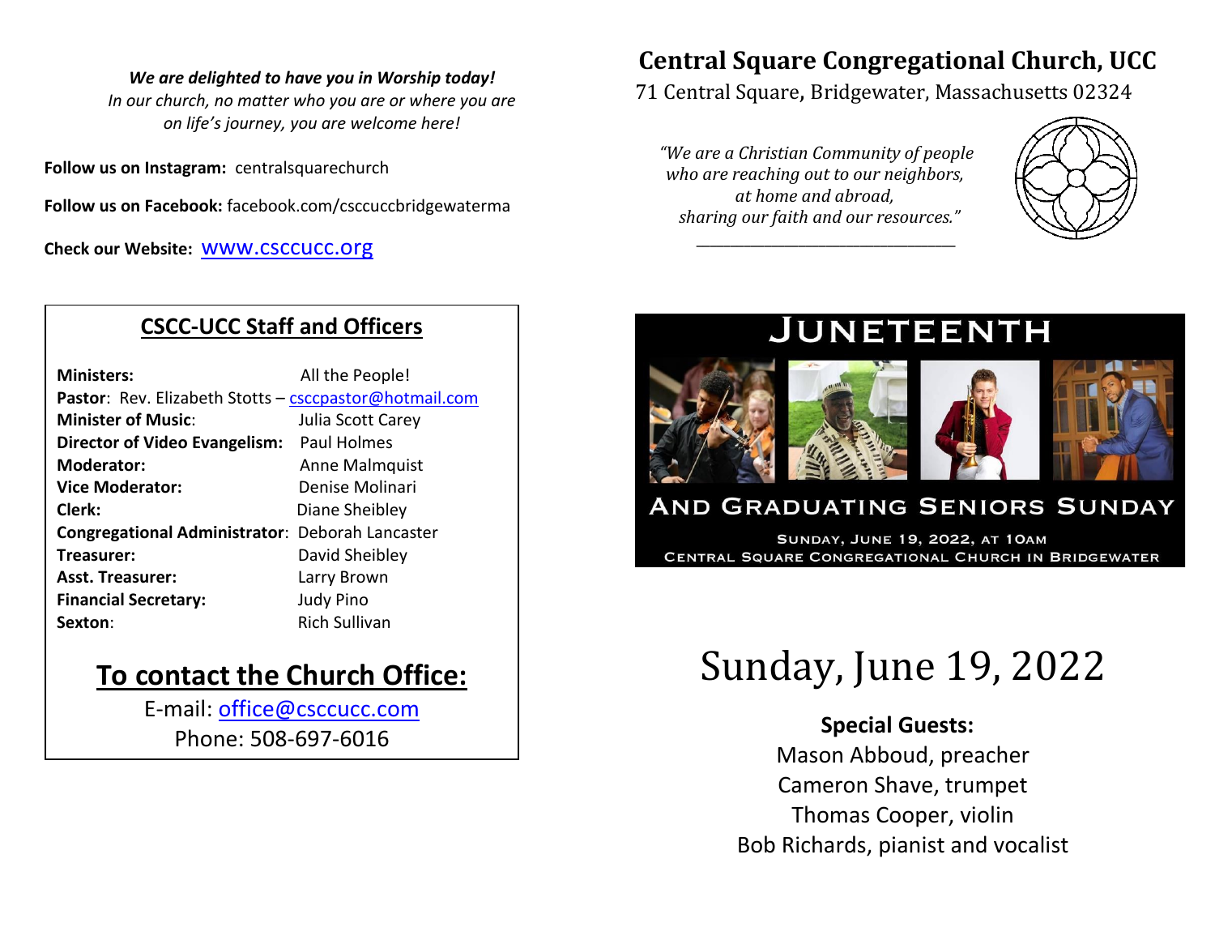*We are delighted to have you in Worship today!*
*In our church, no matter who you are or where you are on life's journey, you are welcome here!*

**Follow us on Instagram:** centralsquarechurch

**Follow us on Facebook:** facebook.com/csccuccbridgewaterma

**Check our Website:** www.csccucc.org

## CSCC-UCC Staff and Officers

| | |
|---|---|
| **Ministers:** | All the People! |
| **Pastor**: Rev. Elizabeth Stotts – csccpastor@hotmail.com | |
| **Minister of Music**: | Julia Scott Carey |
| **Director of Video Evangelism:** | Paul Holmes |
| **Moderator:** | Anne Malmquist |
| **Vice Moderator:** | Denise Molinari |
| **Clerk:** | Diane Sheibley |
| **Congregational Administrator**: | Deborah Lancaster |
| **Treasurer:** | David Sheibley |
| **Asst. Treasurer:** | Larry Brown |
| **Financial Secretary:** | Judy Pino |
| **Sexton**: | Rich Sullivan |

## To contact the Church Office:

E-mail: office@csccucc.com
Phone: 508-697-6016

# Central Square Congregational Church, UCC

71 Central Square, Bridgewater, Massachusetts 02324

*"We are a Christian Community of people who are reaching out to our neighbors, at home and abroad, sharing our faith and our resources."*

## JUNETEENTH

## AND GRADUATING SENIORS SUNDAY

SUNDAY, JUNE 19, 2022, AT 10AM
CENTRAL SQUARE CONGREGATIONAL CHURCH IN BRIDGEWATER

# Sunday, June 19, 2022

**Special Guests:**
Mason Abboud, preacher
Cameron Shave, trumpet
Thomas Cooper, violin
Bob Richards, pianist and vocalist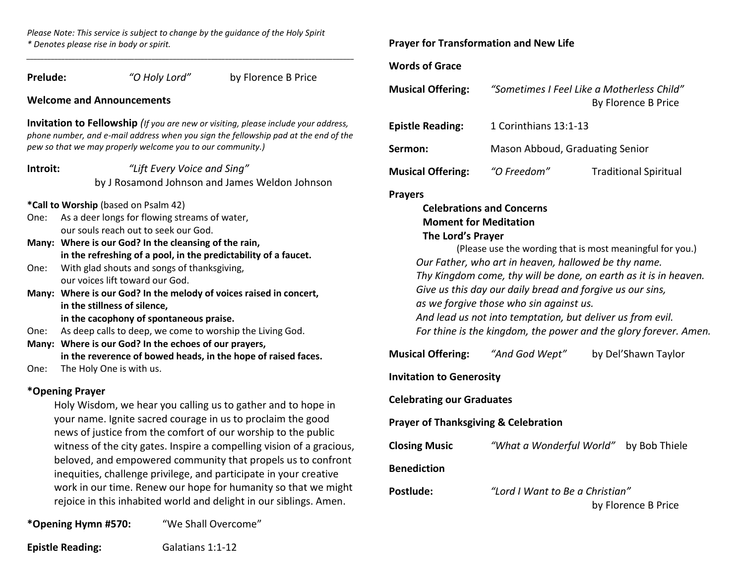*Please Note: This service is subject to change by the guidance of the Holy Spirit*
*\* Denotes please rise in body or spirit.*

---

**Prelude:** *"O Holy Lord"* by Florence B Price

**Welcome and Announcements**

**Invitation to Fellowship** *(If you are new or visiting, please include your address, phone number, and e-mail address when you sign the fellowship pad at the end of the pew so that we may properly welcome you to our community.)*

**Introit:** *"Lift Every Voice and Sing"*
by J Rosamond Johnson and James Weldon Johnson

**\*Call to Worship** (based on Psalm 42)

One: As a deer longs for flowing streams of water,
our souls reach out to seek our God.

**Many: Where is our God? In the cleansing of the rain,**
**in the refreshing of a pool, in the predictability of a faucet.**

One: With glad shouts and songs of thanksgiving,
our voices lift toward our God.

**Many: Where is our God? In the melody of voices raised in concert,**
**in the stillness of silence,**
**in the cacophony of spontaneous praise.**

One: As deep calls to deep, we come to worship the Living God.

**Many: Where is our God? In the echoes of our prayers,**
**in the reverence of bowed heads, in the hope of raised faces.**

One: The Holy One is with us.

**\*Opening Prayer**

Holy Wisdom, we hear you calling us to gather and to hope in your name. Ignite sacred courage in us to proclaim the good news of justice from the comfort of our worship to the public witness of the city gates. Inspire a compelling vision of a gracious, beloved, and empowered community that propels us to confront inequities, challenge privilege, and participate in your creative work in our time. Renew our hope for humanity so that we might rejoice in this inhabited world and delight in our siblings. Amen.

**\*Opening Hymn #570:** "We Shall Overcome"

**Epistle Reading:** Galatians 1:1-12

**Prayer for Transformation and New Life**

**Words of Grace**

**Musical Offering:** *"Sometimes I Feel Like a Motherless Child"*
By Florence B Price

**Epistle Reading:** 1 Corinthians 13:1-13

**Sermon:** Mason Abboud, Graduating Senior

**Musical Offering:** *"O Freedom"* Traditional Spiritual

**Prayers**

**Celebrations and Concerns**

**Moment for Meditation**

**The Lord's Prayer**

(Please use the wording that is most meaningful for you.)

*Our Father, who art in heaven, hallowed be thy name.*
*Thy Kingdom come, thy will be done, on earth as it is in heaven.*
*Give us this day our daily bread and forgive us our sins,*
*as we forgive those who sin against us.*
*And lead us not into temptation, but deliver us from evil.*
*For thine is the kingdom, the power and the glory forever. Amen.*

**Musical Offering:** *"And God Wept"* by Del'Shawn Taylor

**Invitation to Generosity**

**Celebrating our Graduates**

**Prayer of Thanksgiving & Celebration**

**Closing Music** *"What a Wonderful World"* by Bob Thiele

**Benediction**

**Postlude:** *"Lord I Want to Be a Christian"*
by Florence B Price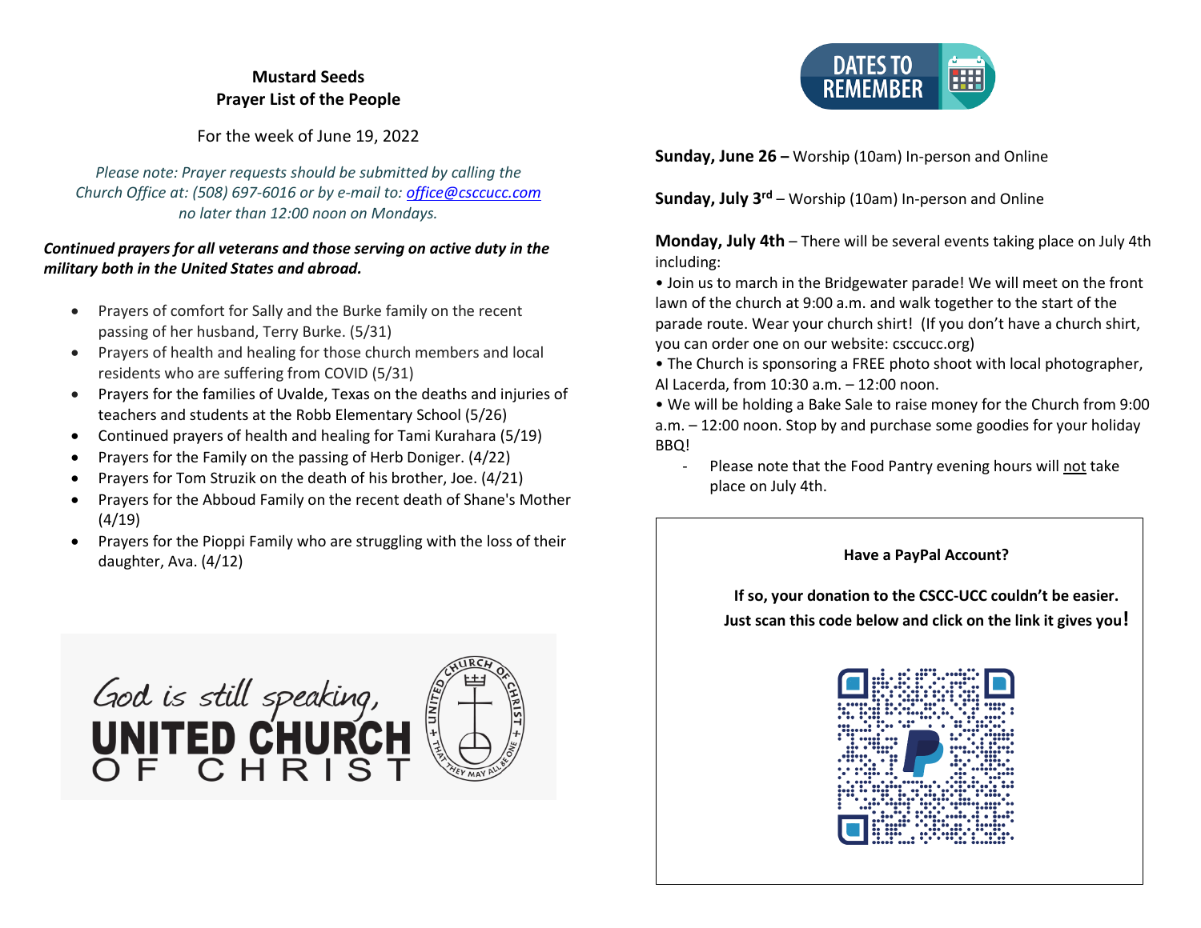**Mustard Seeds**
**Prayer List of the People**

For the week of June 19, 2022

*Please note: Prayer requests should be submitted by calling the Church Office at: (508) 697-6016 or by e-mail to: office@csccucc.com no later than 12:00 noon on Mondays.*

***Continued prayers for all veterans and those serving on active duty in the military both in the United States and abroad.***

- Prayers of comfort for Sally and the Burke family on the recent passing of her husband, Terry Burke. (5/31)
- Prayers of health and healing for those church members and local residents who are suffering from COVID (5/31)
- Prayers for the families of Uvalde, Texas on the deaths and injuries of teachers and students at the Robb Elementary School (5/26)
- Continued prayers of health and healing for Tami Kurahara (5/19)
- Prayers for the Family on the passing of Herb Doniger. (4/22)
- Prayers for Tom Struzik on the death of his brother, Joe. (4/21)
- Prayers for the Abboud Family on the recent death of Shane's Mother (4/19)
- Prayers for the Pioppi Family who are struggling with the loss of their daughter, Ava. (4/12)

God is still speaking,
UNITED CHURCH OF CHRIST

## DATES TO REMEMBER

**Sunday, June 26 –** Worship (10am) In-person and Online

**Sunday, July 3rd** – Worship (10am) In-person and Online

**Monday, July 4th** – There will be several events taking place on July 4th including:

• Join us to march in the Bridgewater parade! We will meet on the front lawn of the church at 9:00 a.m. and walk together to the start of the parade route. Wear your church shirt! (If you don't have a church shirt, you can order one on our website: csccucc.org)

• The Church is sponsoring a FREE photo shoot with local photographer, Al Lacerda, from 10:30 a.m. – 12:00 noon.

• We will be holding a Bake Sale to raise money for the Church from 9:00 a.m. – 12:00 noon. Stop by and purchase some goodies for your holiday BBQ!

- Please note that the Food Pantry evening hours will not take place on July 4th.

**Have a PayPal Account?**

**If so, your donation to the CSCC-UCC couldn't be easier. Just scan this code below and click on the link it gives you!**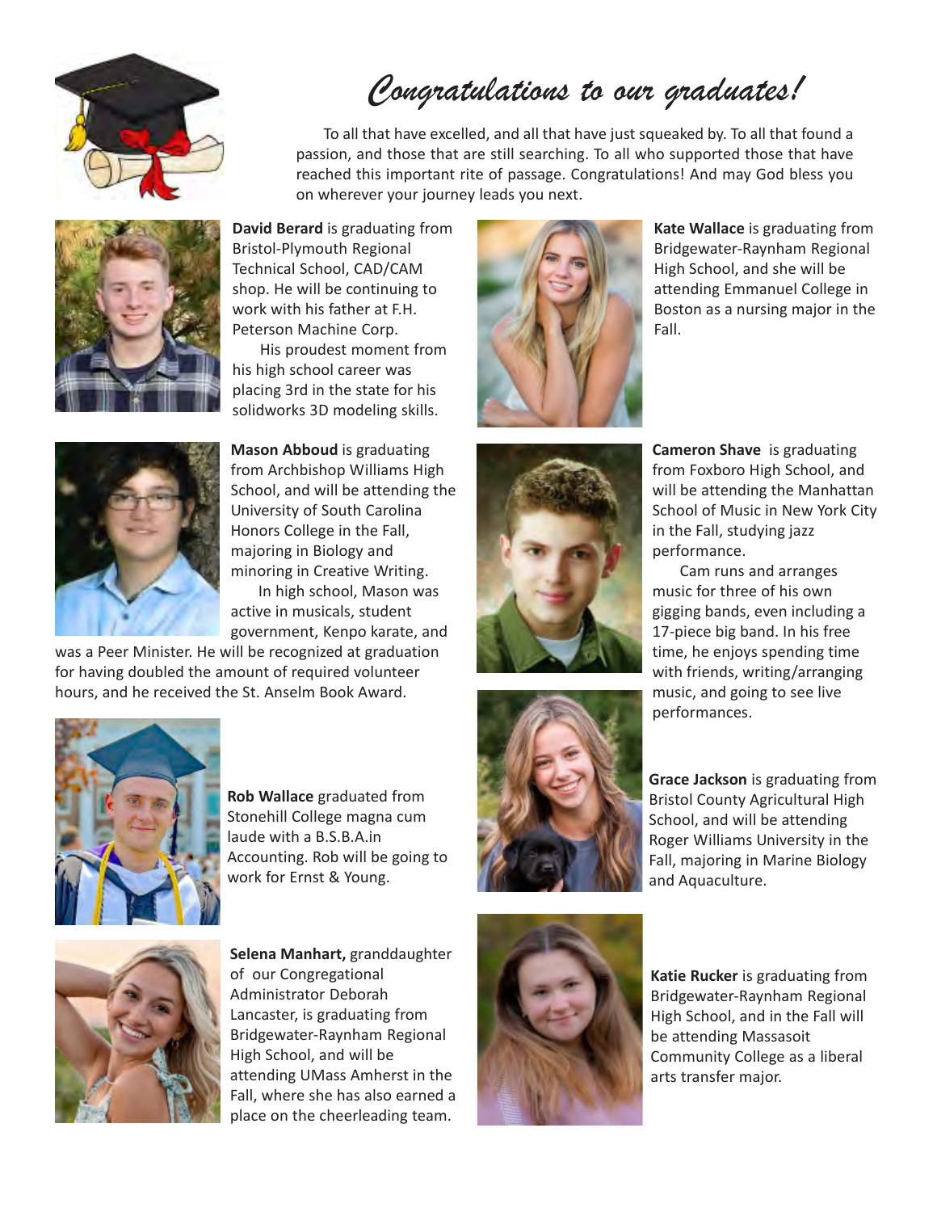# *Congratulations to our graduates!*

To all that have excelled, and all that have just squeaked by. To all that found a passion, and those that are still searching. To all who supported those that have reached this important rite of passage. Congratulations! And may God bless you on wherever your journey leads you next.

**David Berard** is graduating from Bristol-Plymouth Regional Technical School, CAD/CAM shop. He will be continuing to work with his father at F.H. Peterson Machine Corp.

His proudest moment from his high school career was placing 3rd in the state for his solidworks 3D modeling skills.

**Mason Abboud** is graduating from Archbishop Williams High School, and will be attending the University of South Carolina Honors College in the Fall, majoring in Biology and minoring in Creative Writing.

In high school, Mason was active in musicals, student government, Kenpo karate, and was a Peer Minister. He will be recognized at graduation for having doubled the amount of required volunteer hours, and he received the St. Anselm Book Award.

**Rob Wallace** graduated from Stonehill College magna cum laude with a B.S.B.A.in Accounting. Rob will be going to work for Ernst & Young.

**Selena Manhart,** granddaughter of our Congregational Administrator Deborah Lancaster, is graduating from Bridgewater-Raynham Regional High School, and will be attending UMass Amherst in the Fall, where she has also earned a place on the cheerleading team.

**Kate Wallace** is graduating from Bridgewater-Raynham Regional High School, and she will be attending Emmanuel College in Boston as a nursing major in the Fall.

**Cameron Shave** is graduating from Foxboro High School, and will be attending the Manhattan School of Music in New York City in the Fall, studying jazz performance.

Cam runs and arranges music for three of his own gigging bands, even including a 17-piece big band. In his free time, he enjoys spending time with friends, writing/arranging music, and going to see live performances.

**Grace Jackson** is graduating from Bristol County Agricultural High School, and will be attending Roger Williams University in the Fall, majoring in Marine Biology and Aquaculture.

**Katie Rucker** is graduating from Bridgewater-Raynham Regional High School, and in the Fall will be attending Massasoit Community College as a liberal arts transfer major.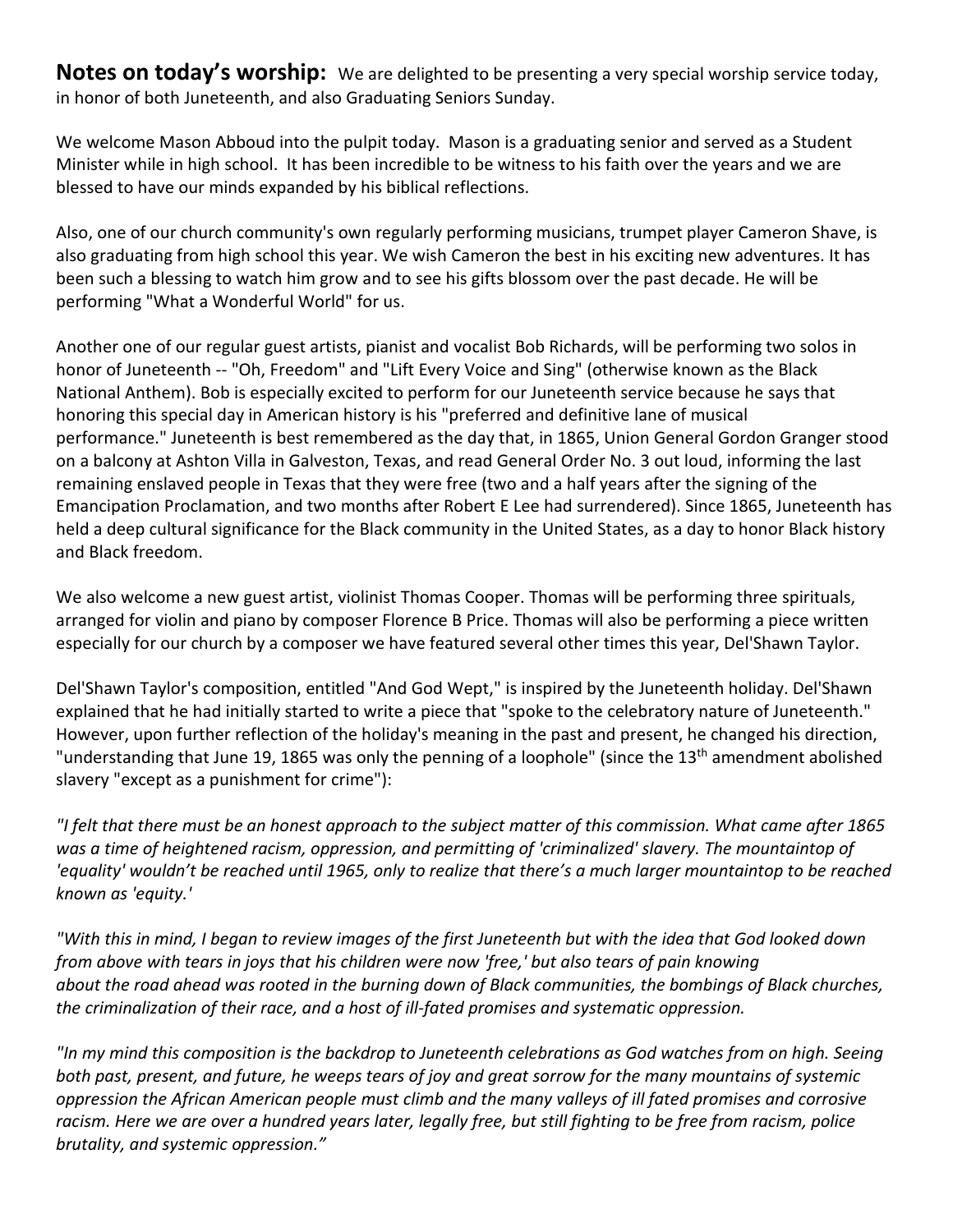**Notes on today's worship:** We are delighted to be presenting a very special worship service today, in honor of both Juneteenth, and also Graduating Seniors Sunday.

We welcome Mason Abboud into the pulpit today. Mason is a graduating senior and served as a Student Minister while in high school. It has been incredible to be witness to his faith over the years and we are blessed to have our minds expanded by his biblical reflections.

Also, one of our church community's own regularly performing musicians, trumpet player Cameron Shave, is also graduating from high school this year. We wish Cameron the best in his exciting new adventures. It has been such a blessing to watch him grow and to see his gifts blossom over the past decade. He will be performing "What a Wonderful World" for us.

Another one of our regular guest artists, pianist and vocalist Bob Richards, will be performing two solos in honor of Juneteenth -- "Oh, Freedom" and "Lift Every Voice and Sing" (otherwise known as the Black National Anthem). Bob is especially excited to perform for our Juneteenth service because he says that honoring this special day in American history is his "preferred and definitive lane of musical performance." Juneteenth is best remembered as the day that, in 1865, Union General Gordon Granger stood on a balcony at Ashton Villa in Galveston, Texas, and read General Order No. 3 out loud, informing the last remaining enslaved people in Texas that they were free (two and a half years after the signing of the Emancipation Proclamation, and two months after Robert E Lee had surrendered). Since 1865, Juneteenth has held a deep cultural significance for the Black community in the United States, as a day to honor Black history and Black freedom.

We also welcome a new guest artist, violinist Thomas Cooper. Thomas will be performing three spirituals, arranged for violin and piano by composer Florence B Price. Thomas will also be performing a piece written especially for our church by a composer we have featured several other times this year, Del'Shawn Taylor.

Del'Shawn Taylor's composition, entitled "And God Wept," is inspired by the Juneteenth holiday. Del'Shawn explained that he had initially started to write a piece that "spoke to the celebratory nature of Juneteenth." However, upon further reflection of the holiday's meaning in the past and present, he changed his direction, "understanding that June 19, 1865 was only the penning of a loophole" (since the 13th amendment abolished slavery "except as a punishment for crime"):

*"I felt that there must be an honest approach to the subject matter of this commission. What came after 1865 was a time of heightened racism, oppression, and permitting of 'criminalized' slavery. The mountaintop of 'equality' wouldn't be reached until 1965, only to realize that there's a much larger mountaintop to be reached known as 'equity.'*

*"With this in mind, I began to review images of the first Juneteenth but with the idea that God looked down from above with tears in joys that his children were now 'free,' but also tears of pain knowing about the road ahead was rooted in the burning down of Black communities, the bombings of Black churches, the criminalization of their race, and a host of ill-fated promises and systematic oppression.*

*"In my mind this composition is the backdrop to Juneteenth celebrations as God watches from on high. Seeing both past, present, and future, he weeps tears of joy and great sorrow for the many mountains of systemic oppression the African American people must climb and the many valleys of ill fated promises and corrosive racism. Here we are over a hundred years later, legally free, but still fighting to be free from racism, police brutality, and systemic oppression."*